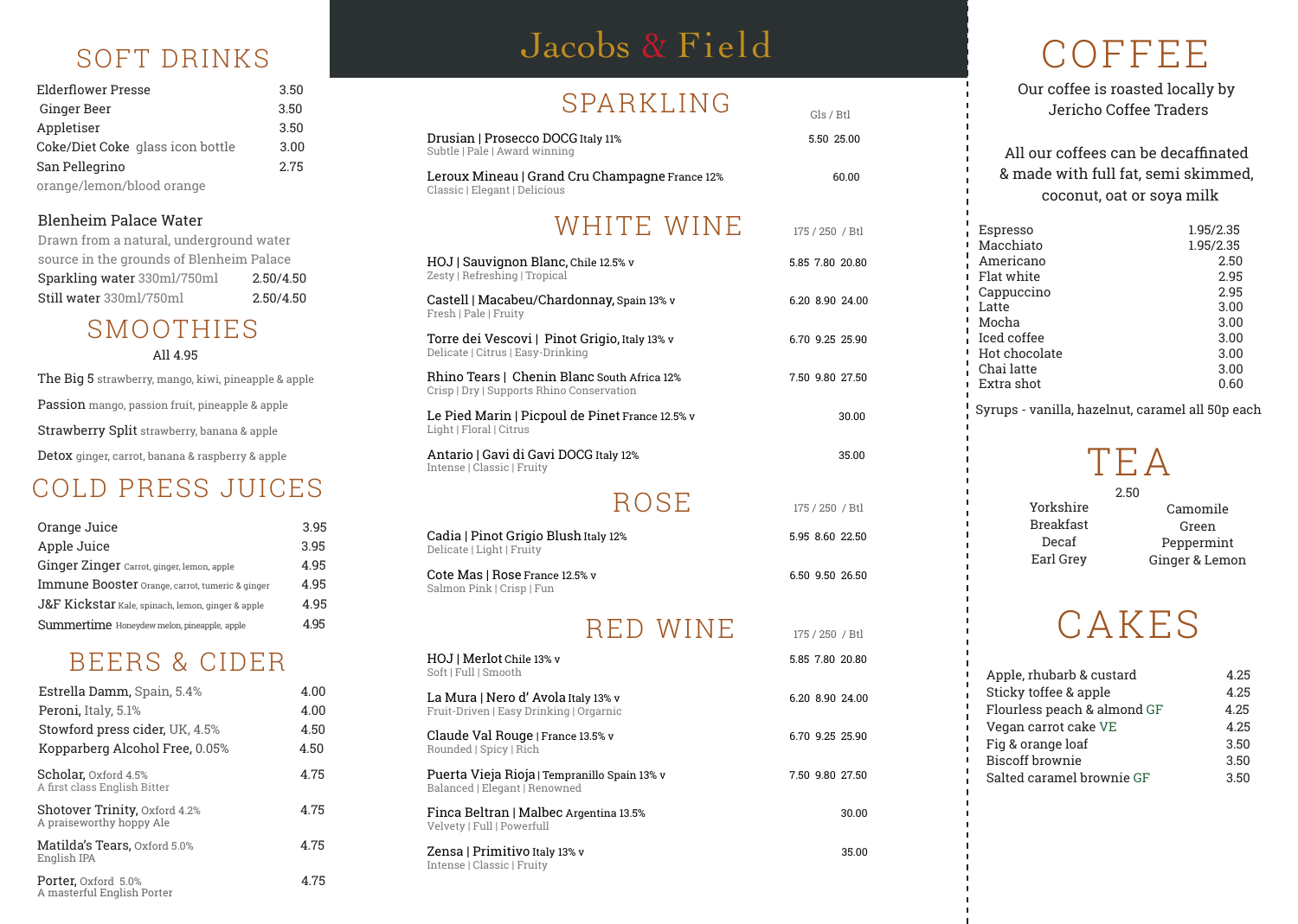# Jacobs & Field

## SOFT DRINKS

| Item | Price |
|---|---|
| Elderflower Presse | 3.50 |
| Ginger Beer | 3.50 |
| Appletiser | 3.50 |
| Coke/Diet Coke glass icon bottle | 3.00 |
| San Pellegrino orange/lemon/blood orange | 2.75 |

### Blenheim Palace Water

Drawn from a natural, underground water source in the grounds of Blenheim Palace

| Item | Price |
|---|---|
| Sparkling water 330ml/750ml | 2.50/4.50 |
| Still water 330ml/750ml | 2.50/4.50 |

## SMOOTHIES

All 4.95

- The Big 5 strawberry, mango, kiwi, pineapple & apple
- Passion mango, passion fruit, pineapple & apple
- Strawberry Split strawberry, banana & apple
- Detox ginger, carrot, banana & raspberry & apple

## COLD PRESS JUICES

| Item | Price |
|---|---|
| Orange Juice | 3.95 |
| Apple Juice | 3.95 |
| Ginger Zinger Carrot, ginger, lemon, apple | 4.95 |
| Immune Booster Orange, carrot, tumeric & ginger | 4.95 |
| J&F Kickstar Kale, spinach, lemon, ginger & apple | 4.95 |
| Summertime Honeydew melon, pineapple, apple | 4.95 |

## BEERS & CIDER

| Item | Price |
|---|---|
| Estrella Damm, Spain, 5.4% | 4.00 |
| Peroni, Italy, 5.1% | 4.00 |
| Stowford press cider, UK, 4.5% | 4.50 |
| Kopparberg Alcohol Free, 0.05% | 4.50 |
| Scholar, Oxford 4.5% – A first class English Bitter | 4.75 |
| Shotover Trinity, Oxford 4.2% – A praiseworthy hoppy Ale | 4.75 |
| Matilda's Tears, Oxford 5.0% – English IPA | 4.75 |
| Porter, Oxford 5.0% – A masterful English Porter | 4.75 |

## SPARKLING

| Wine | Gls | Btl |
|---|---|---|
| Drusian \| Prosecco DOCG Italy 11% – Subtle \| Pale \| Award winning | 5.50 | 25.00 |
| Leroux Mineau \| Grand Cru Champagne France 12% – Classic \| Elegant \| Delicious | | 60.00 |

## WHITE WINE

| Wine | 175 | 250 | Btl |
|---|---|---|---|
| HOJ \| Sauvignon Blanc, Chile 12.5% v – Zesty \| Refreshing \| Tropical | 5.85 | 7.80 | 20.80 |
| Castell \| Macabeu/Chardonnay, Spain 13% v – Fresh \| Pale \| Fruity | 6.20 | 8.90 | 24.00 |
| Torre dei Vescovi \| Pinot Grigio, Italy 13% v – Delicate \| Citrus \| Easy-Drinking | 6.70 | 9.25 | 25.90 |
| Rhino Tears \| Chenin Blanc South Africa 12% – Crisp \| Dry \| Supports Rhino Conservation | 7.50 | 9.80 | 27.50 |
| Le Pied Marin \| Picpoul de Pinet France 12.5% v – Light \| Floral \| Citrus | | | 30.00 |
| Antario \| Gavi di Gavi DOCG Italy 12% – Intense \| Classic \| Fruity | | | 35.00 |

## ROSE

| Wine | 175 | 250 | Btl |
|---|---|---|---|
| Cadia \| Pinot Grigio Blush Italy 12% – Delicate \| Light \| Fruity | 5.95 | 8.60 | 22.50 |
| Cote Mas \| Rose France 12.5% v – Salmon Pink \| Crisp \| Fun | 6.50 | 9.50 | 26.50 |

## RED WINE

| Wine | 175 | 250 | Btl |
|---|---|---|---|
| HOJ \| Merlot Chile 13% v – Soft \| Full \| Smooth | 5.85 | 7.80 | 20.80 |
| La Mura \| Nero d' Avola Italy 13% v – Fruit-Driven \| Easy Drinking \| Orgarnic | 6.20 | 8.90 | 24.00 |
| Claude Val Rouge \| France 13.5% v – Rounded \| Spicy \| Rich | 6.70 | 9.25 | 25.90 |
| Puerta Vieja Rioja \| Tempranillo Spain 13% v – Balanced \| Elegant \| Renowned | 7.50 | 9.80 | 27.50 |
| Finca Beltran \| Malbec Argentina 13.5% – Velvety \| Full \| Powerfull | | | 30.00 |
| Zensa \| Primitivo Italy 13% v – Intense \| Classic \| Fruity | | | 35.00 |

## COFFEE

Our coffee is roasted locally by Jericho Coffee Traders

All our coffees can be decaffinated & made with full fat, semi skimmed, coconut, oat or soya milk

| Item | Price |
|---|---|
| Espresso | 1.95/2.35 |
| Macchiato | 1.95/2.35 |
| Americano | 2.50 |
| Flat white | 2.95 |
| Cappuccino | 2.95 |
| Latte | 3.00 |
| Mocha | 3.00 |
| Iced coffee | 3.00 |
| Hot chocolate | 3.00 |
| Chai latte | 3.00 |
| Extra shot | 0.60 |

Syrups - vanilla, hazelnut, caramel all 50p each

## TEA

2.50

- Yorkshire Breakfast
- Decaf
- Earl Grey
- Camomile
- Green
- Peppermint
- Ginger & Lemon

## CAKES

| Item | Price |
|---|---|
| Apple, rhubarb & custard | 4.25 |
| Sticky toffee & apple | 4.25 |
| Flourless peach & almond GF | 4.25 |
| Vegan carrot cake VE | 4.25 |
| Fig & orange loaf | 3.50 |
| Biscoff brownie | 3.50 |
| Salted caramel brownie GF | 3.50 |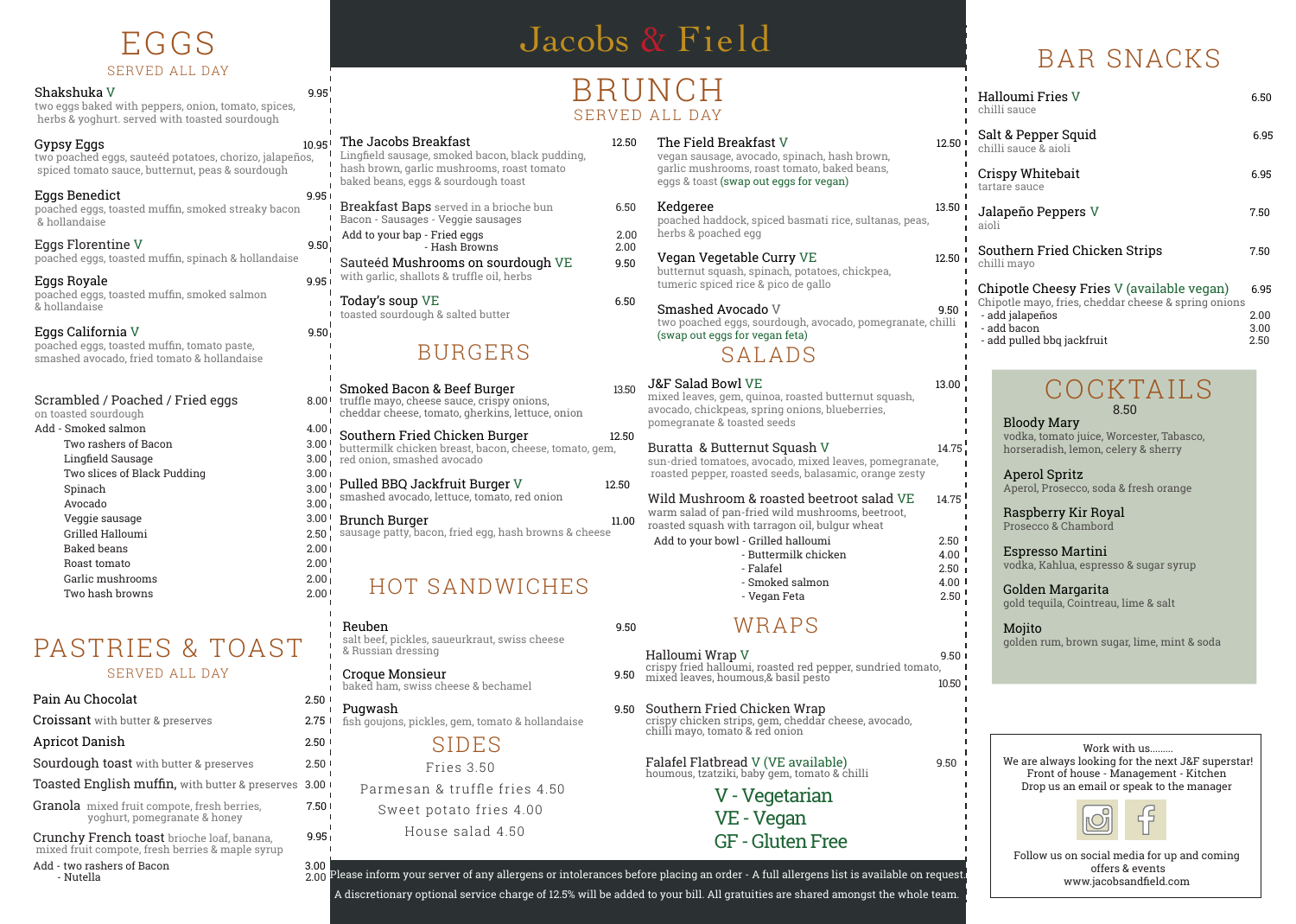# EGGS

SERVED ALL DAY

**Shakshuka** V — 9.95
two eggs baked with peppers, onion, tomato, spices, herbs & yoghurt. served with toasted sourdough

**Gypsy Eggs** — 10.95
two poached eggs, sauteéd potatoes, chorizo, jalapeños, spiced tomato sauce, butternut, peas & sourdough

**Eggs Benedict** — 9.95
poached eggs, toasted muffin, smoked streaky bacon & hollandaise

**Eggs Florentine** V — 9.50
poached eggs, toasted muffin, spinach & hollandaise

**Eggs Royale** — 9.95
poached eggs, toasted muffin, smoked salmon & hollandaise

**Eggs California** V — 9.50
poached eggs, toasted muffin, tomato paste, smashed avocado, fried tomato & hollandaise

**Scrambled / Poached / Fried eggs** — 8.00
on toasted sourdough

| | |
|---|---|
| Add - Smoked salmon | 4.00 |
| Two rashers of Bacon | 3.00 |
| Lingfield Sausage | 3.00 |
| Two slices of Black Pudding | 3.00 |
| Spinach | 3.00 |
| Avocado | 3.00 |
| Veggie sausage | 3.00 |
| Grilled Halloumi | 2.50 |
| Baked beans | 2.00 |
| Roast tomato | 2.00 |
| Garlic mushrooms | 2.00 |
| Two hash browns | 2.00 |

# PASTRIES & TOAST

SERVED ALL DAY

| | |
|---|---|
| Pain Au Chocolat | 2.50 |
| Croissant with butter & preserves | 2.75 |
| Apricot Danish | 2.50 |
| Sourdough toast with butter & preserves | 2.50 |
| Toasted English muffin, with butter & preserves | 3.00 |
| Granola mixed fruit compote, fresh berries, yoghurt, pomegranate & honey | 7.50 |
| Crunchy French toast brioche loaf, banana, mixed fruit compote, fresh berries & maple syrup | 9.95 |
| Add - two rashers of Bacon | 3.00 |
| - Nutella | 2.00 |

# Jacobs & Field

# BRUNCH

SERVED ALL DAY

**The Jacobs Breakfast** — 12.50
Lingfield sausage, smoked bacon, black pudding, hash brown, garlic mushrooms, roast tomato baked beans, eggs & sourdough toast

**Breakfast Baps** served in a brioche bun — 6.50
Bacon - Sausages - Veggie sausages

| | |
|---|---|
| Add to your bap - Fried eggs | 2.00 |
| - Hash Browns | 2.00 |

**Sauteéd Mushrooms on sourdough** VE — 9.50
with garlic, shallots & truffle oil, herbs

**Today's soup** VE — 6.50
toasted sourdough & salted butter

**The Field Breakfast** V — 12.50
vegan sausage, avocado, spinach, hash brown, garlic mushrooms, roast tomato, baked beans, eggs & toast (swap out eggs for vegan)

**Kedgeree** — 13.50
poached haddock, spiced basmati rice, sultanas, peas, herbs & poached egg

**Vegan Vegetable Curry** VE — 12.50
butternut squash, spinach, potatoes, chickpea, tumeric spiced rice & pico de gallo

**Smashed Avocado** V — 9.50
two poached eggs, sourdough, avocado, pomegranate, chilli (swap out eggs for vegan feta)

## BURGERS

**Smoked Bacon & Beef Burger** — 13.50
truffle mayo, cheese sauce, crispy onions, cheddar cheese, tomato, gherkins, lettuce, onion

**Southern Fried Chicken Burger** — 12.50
buttermilk chicken breast, bacon, cheese, tomato, gem, red onion, smashed avocado

**Pulled BBQ Jackfruit Burger** V — 12.50
smashed avocado, lettuce, tomato, red onion

**Brunch Burger** — 11.00
sausage patty, bacon, fried egg, hash browns & cheese

## HOT SANDWICHES

**Reuben** — 9.50
salt beef, pickles, saueurkraut, swiss cheese & Russian dressing

**Croque Monsieur** — 9.50
baked ham, swiss cheese & bechamel

**Pugwash** — 9.50
fish goujons, pickles, gem, tomato & hollandaise

## SIDES

Fries 3.50

Parmesan & truffle fries 4.50

Sweet potato fries 4.00

House salad 4.50

## SALADS

**J&F Salad Bowl** VE — 13.00
mixed leaves, gem, quinoa, roasted butternut squash, avocado, chickpeas, spring onions, blueberries, pomegranate & toasted seeds

**Buratta & Butternut Squash** V — 14.75
sun-dried tomatoes, avocado, mixed leaves, pomegranate, roasted pepper, roasted seeds, balasamic, orange zesty

**Wild Mushroom & roasted beetroot salad** VE — 14.75
warm salad of pan-fried wild mushrooms, beetroot, roasted squash with tarragon oil, bulgur wheat

| | |
|---|---|
| Add to your bowl - Grilled halloumi | 2.50 |
| - Buttermilk chicken | 4.00 |
| - Falafel | 2.50 |
| - Smoked salmon | 4.00 |
| - Vegan Feta | 2.50 |

## WRAPS

**Halloumi Wrap** V — 9.50
crispy fried halloumi, roasted red pepper, sundried tomato, mixed leaves, houmous,& basil pesto

**Southern Fried Chicken Wrap** — 10.50
crispy chicken strips, gem, cheddar cheese, avocado, chilli mayo, tomato & red onion

**Falafel Flatbread** V (VE available) — 9.50
houmous, tzatziki, baby gem, tomato & chilli

V - Vegetarian
VE - Vegan
GF - Gluten Free

Please inform your server of any allergens or intolerances before placing an order - A full allergens list is available on request.

A discretionary optional service charge of 12.5% will be added to your bill. All gratuities are shared amongst the whole team.

# BAR SNACKS

**Halloumi Fries** V — 6.50
chilli sauce

**Salt & Pepper Squid** — 6.95
chilli sauce & aioli

**Crispy Whitebait** — 6.95
tartare sauce

**Jalapeño Peppers** V — 7.50
aioli

**Southern Fried Chicken Strips** — 7.50
chilli mayo

**Chipotle Cheesy Fries** V (available vegan) — 6.95
Chipotle mayo, fries, cheddar cheese & spring onions

| | |
|---|---|
| - add jalapeños | 2.00 |
| - add bacon | 3.00 |
| - add pulled bbq jackfruit | 2.50 |

# COCKTAILS

8.50

**Bloody Mary**
vodka, tomato juice, Worcester, Tabasco, horseradish, lemon, celery & sherry

**Aperol Spritz**
Aperol, Prosecco, soda & fresh orange

**Raspberry Kir Royal**
Prosecco & Chambord

**Espresso Martini**
vodka, Kahlua, espresso & sugar syrup

**Golden Margarita**
gold tequila, Cointreau, lime & salt

**Mojito**
golden rum, brown sugar, lime, mint & soda

Work with us.........
We are always looking for the next J&F superstar!
Front of house - Management - Kitchen
Drop us an email or speak to the manager

Follow us on social media for up and coming offers & events
www.jacobsandfield.com